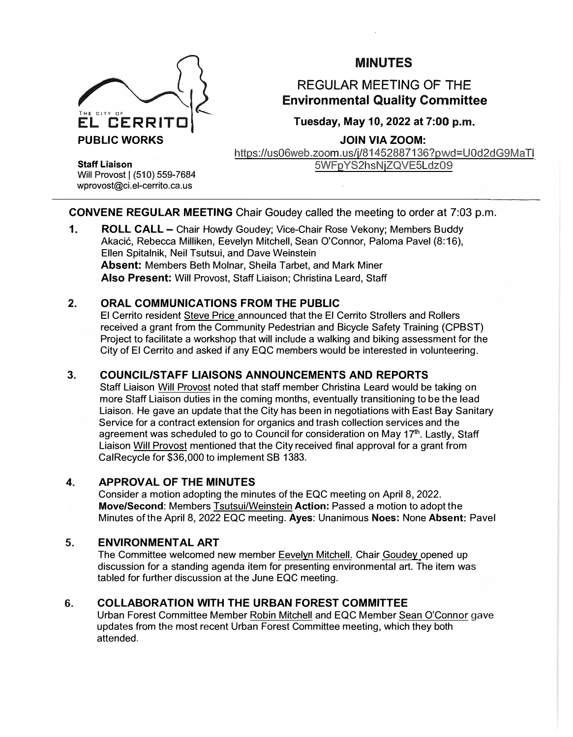THE CITY OF
**EL CERRITO**
**PUBLIC WORKS**

**Staff Liaison**
Will Provost | (510) 559-7684
wprovost@ci.el-cerrito.ca.us

# MINUTES

## REGULAR MEETING OF THE **Environmental Quality Committee**

**Tuesday, May 10, 2022 at 7:00 p.m.**

**JOIN VIA ZOOM:**
https://us06web.zoom.us/j/81452887136?pwd=U0d2dG9MaTl5WFpYS2hsNjZQVE5Ldz09

---

**CONVENE REGULAR MEETING** Chair Goudey called the meeting to order at 7:03 p.m.

1. **ROLL CALL –** Chair Howdy Goudey; Vice-Chair Rose Vekony; Members Buddy Akacić, Rebecca Milliken, Eevelyn Mitchell, Sean O'Connor, Paloma Pavel (8:16), Ellen Spitalnik, Neil Tsutsui, and Dave Weinstein
   **Absent:** Members Beth Molnar, Sheila Tarbet, and Mark Miner
   **Also Present:** Will Provost, Staff Liaison; Christina Leard, Staff

2. **ORAL COMMUNICATIONS FROM THE PUBLIC**
   El Cerrito resident Steve Price announced that the El Cerrito Strollers and Rollers received a grant from the Community Pedestrian and Bicycle Safety Training (CPBST) Project to facilitate a workshop that will include a walking and biking assessment for the City of El Cerrito and asked if any EQC members would be interested in volunteering.

3. **COUNCIL/STAFF LIAISONS ANNOUNCEMENTS AND REPORTS**
   Staff Liaison Will Provost noted that staff member Christina Leard would be taking on more Staff Liaison duties in the coming months, eventually transitioning to be the lead Liaison. He gave an update that the City has been in negotiations with East Bay Sanitary Service for a contract extension for organics and trash collection services and the agreement was scheduled to go to Council for consideration on May 17th. Lastly, Staff Liaison Will Provost mentioned that the City received final approval for a grant from CalRecycle for $36,000 to implement SB 1383.

4. **APPROVAL OF THE MINUTES**
   Consider a motion adopting the minutes of the EQC meeting on April 8, 2022.
   **Move/Second**: Members Tsutsui/Weinstein **Action:** Passed a motion to adopt the Minutes of the April 8, 2022 EQC meeting. **Ayes**: Unanimous **Noes:** None **Absent:** Pavel

5. **ENVIRONMENTAL ART**
   The Committee welcomed new member Eevelyn Mitchell. Chair Goudey opened up discussion for a standing agenda item for presenting environmental art. The item was tabled for further discussion at the June EQC meeting.

6. **COLLABORATION WITH THE URBAN FOREST COMMITTEE**
   Urban Forest Committee Member Robin Mitchell and EQC Member Sean O'Connor gave updates from the most recent Urban Forest Committee meeting, which they both attended.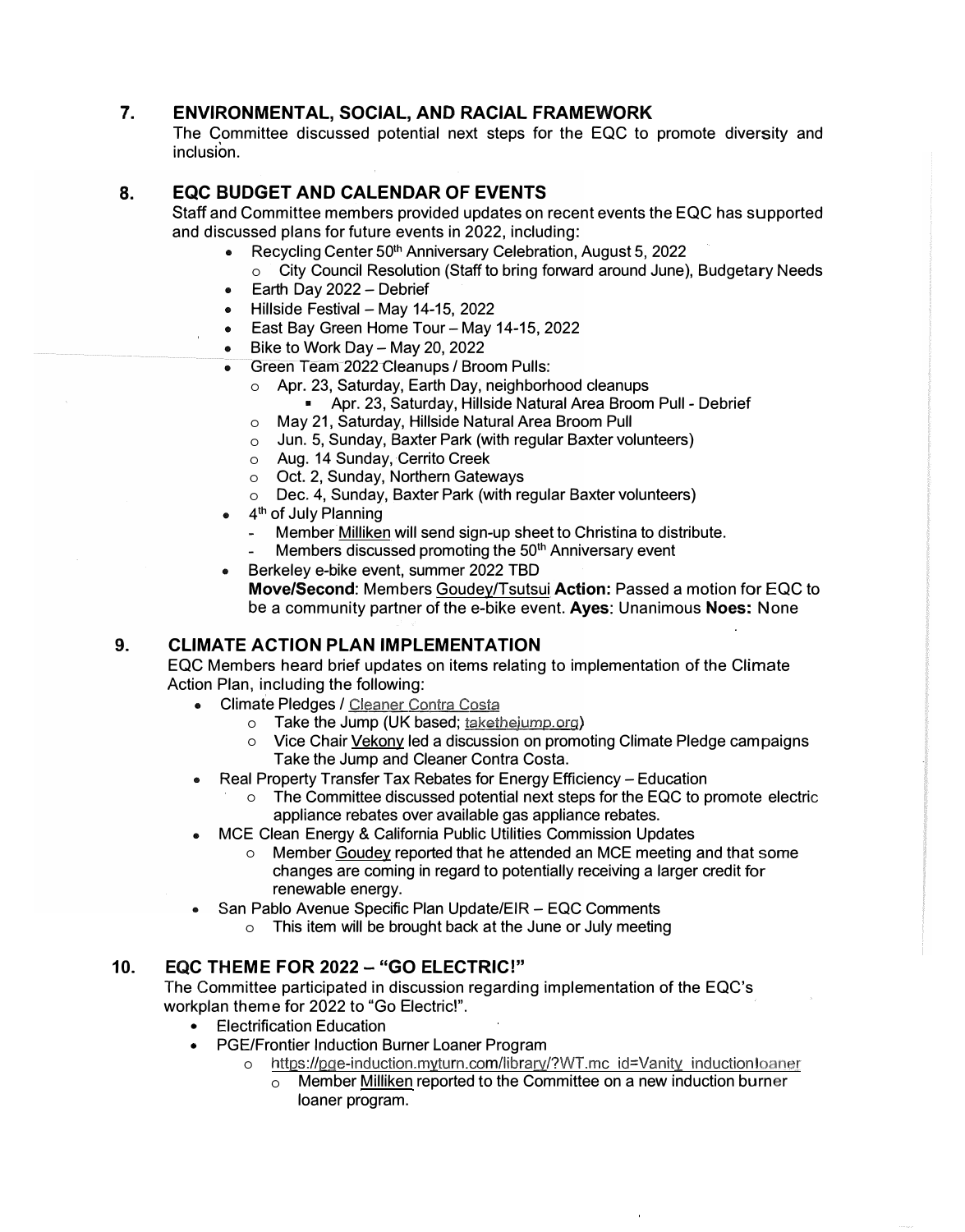## 7. ENVIRONMENTAL, SOCIAL, AND RACIAL FRAMEWORK

The Committee discussed potential next steps for the EQC to promote diversity and inclusion.

## 8. EQC BUDGET AND CALENDAR OF EVENTS

Staff and Committee members provided updates on recent events the EQC has supported and discussed plans for future events in 2022, including:

- Recycling Center 50th Anniversary Celebration, August 5, 2022
  - City Council Resolution (Staff to bring forward around June), Budgetary Needs
- Earth Day 2022 – Debrief
- Hillside Festival – May 14-15, 2022
- East Bay Green Home Tour – May 14-15, 2022
- Bike to Work Day – May 20, 2022
- Green Team 2022 Cleanups / Broom Pulls:
  - Apr. 23, Saturday, Earth Day, neighborhood cleanups
    - Apr. 23, Saturday, Hillside Natural Area Broom Pull - Debrief
  - May 21, Saturday, Hillside Natural Area Broom Pull
  - Jun. 5, Sunday, Baxter Park (with regular Baxter volunteers)
  - Aug. 14 Sunday, Cerrito Creek
  - Oct. 2, Sunday, Northern Gateways
  - Dec. 4, Sunday, Baxter Park (with regular Baxter volunteers)
- 4th of July Planning
  - Member Milliken will send sign-up sheet to Christina to distribute.
  - Members discussed promoting the 50th Anniversary event
- Berkeley e-bike event, summer 2022 TBD

  **Move/Second**: Members Goudey/Tsutsui **Action:** Passed a motion for EQC to be a community partner of the e-bike event. **Ayes**: Unanimous **Noes:** None

## 9. CLIMATE ACTION PLAN IMPLEMENTATION

EQC Members heard brief updates on items relating to implementation of the Climate Action Plan, including the following:

- Climate Pledges / Cleaner Contra Costa
  - Take the Jump (UK based; takethejump.org)
  - Vice Chair Vekony led a discussion on promoting Climate Pledge campaigns Take the Jump and Cleaner Contra Costa.
- Real Property Transfer Tax Rebates for Energy Efficiency – Education
  - The Committee discussed potential next steps for the EQC to promote electric appliance rebates over available gas appliance rebates.
- MCE Clean Energy & California Public Utilities Commission Updates
  - Member Goudey reported that he attended an MCE meeting and that some changes are coming in regard to potentially receiving a larger credit for renewable energy.
- San Pablo Avenue Specific Plan Update/EIR – EQC Comments
  - This item will be brought back at the June or July meeting

## 10. EQC THEME FOR 2022 – "GO ELECTRIC!"

The Committee participated in discussion regarding implementation of the EQC's workplan theme for 2022 to "Go Electric!".

- Electrification Education
- PGE/Frontier Induction Burner Loaner Program
  - https://pge-induction.myturn.com/library/?WT.mc_id=Vanity_inductionloaner
  - Member Milliken reported to the Committee on a new induction burner loaner program.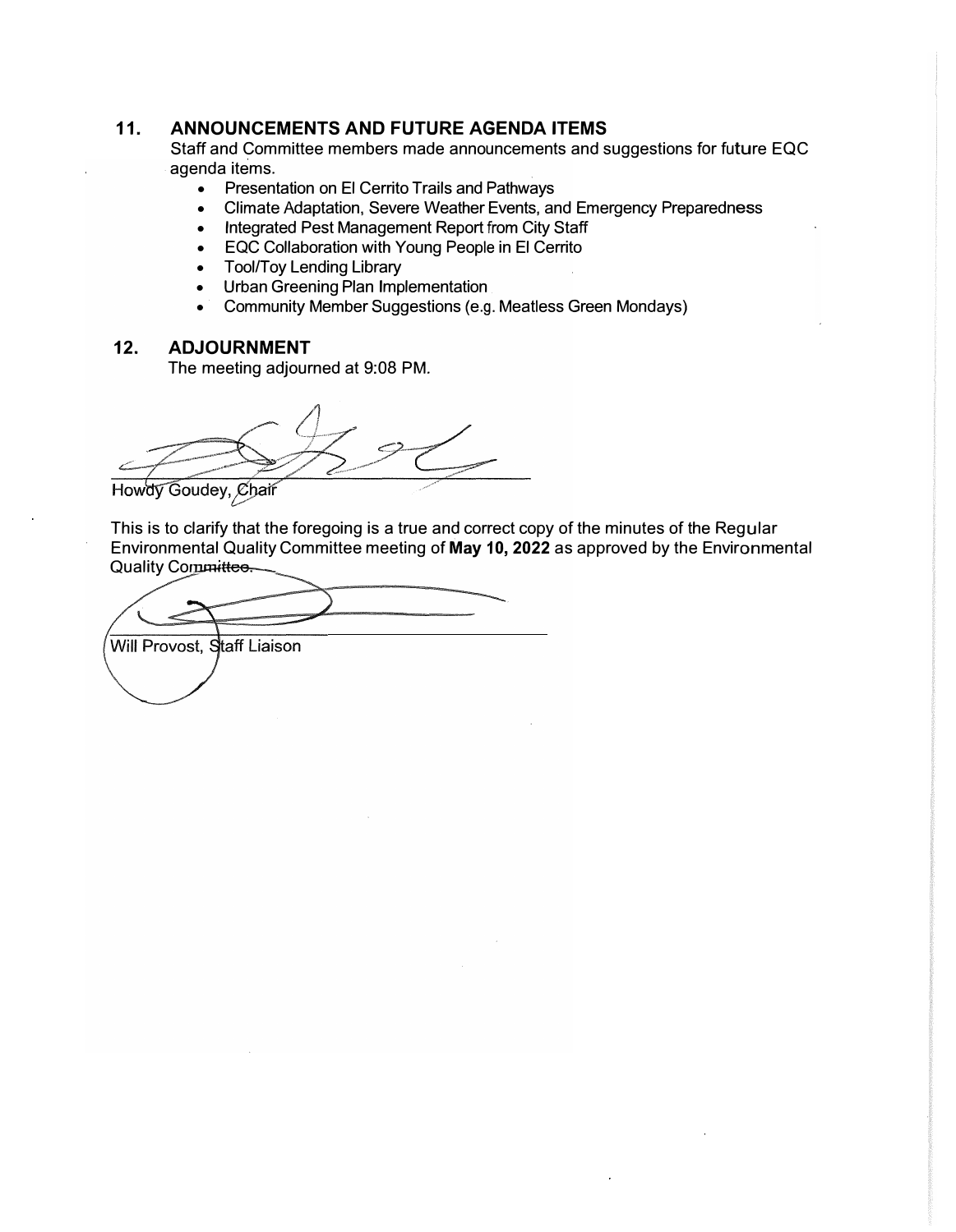## 11. ANNOUNCEMENTS AND FUTURE AGENDA ITEMS

Staff and Committee members made announcements and suggestions for future EQC agenda items.

- Presentation on El Cerrito Trails and Pathways
- Climate Adaptation, Severe Weather Events, and Emergency Preparedness
- Integrated Pest Management Report from City Staff
- EQC Collaboration with Young People in El Cerrito
- Tool/Toy Lending Library
- Urban Greening Plan Implementation
- Community Member Suggestions (e.g. Meatless Green Mondays)

## 12. ADJOURNMENT

The meeting adjourned at 9:08 PM.

Howdy Goudey, Chair

This is to clarify that the foregoing is a true and correct copy of the minutes of the Regular Environmental Quality Committee meeting of **May 10, 2022** as approved by the Environmental Quality Committee.

Will Provost, Staff Liaison